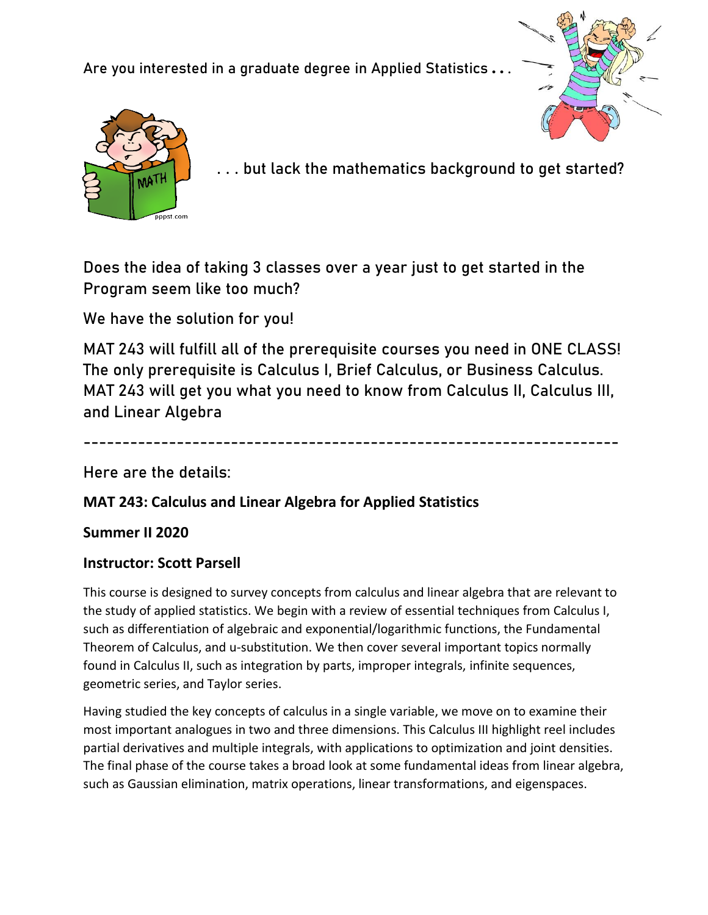Are you interested in a graduate degree in Applied Statistics . . .

. . . but lack the mathematics background to get started?

Does the idea of taking 3 classes over a year just to get started in the Program seem like too much?

We have the solution for you!

MAT 243 will fulfill all of the prerequisite courses you need in ONE CLASS! The only prerequisite is Calculus I, Brief Calculus, or Business Calculus. MAT 243 will get you what you need to know from Calculus II, Calculus III, and Linear Algebra

---

Here are the details:

**MAT 243: Calculus and Linear Algebra for Applied Statistics**

**Summer II 2020**

**Instructor: Scott Parsell**

This course is designed to survey concepts from calculus and linear algebra that are relevant to the study of applied statistics. We begin with a review of essential techniques from Calculus I, such as differentiation of algebraic and exponential/logarithmic functions, the Fundamental Theorem of Calculus, and u-substitution. We then cover several important topics normally found in Calculus II, such as integration by parts, improper integrals, infinite sequences, geometric series, and Taylor series.

Having studied the key concepts of calculus in a single variable, we move on to examine their most important analogues in two and three dimensions. This Calculus III highlight reel includes partial derivatives and multiple integrals, with applications to optimization and joint densities. The final phase of the course takes a broad look at some fundamental ideas from linear algebra, such as Gaussian elimination, matrix operations, linear transformations, and eigenspaces.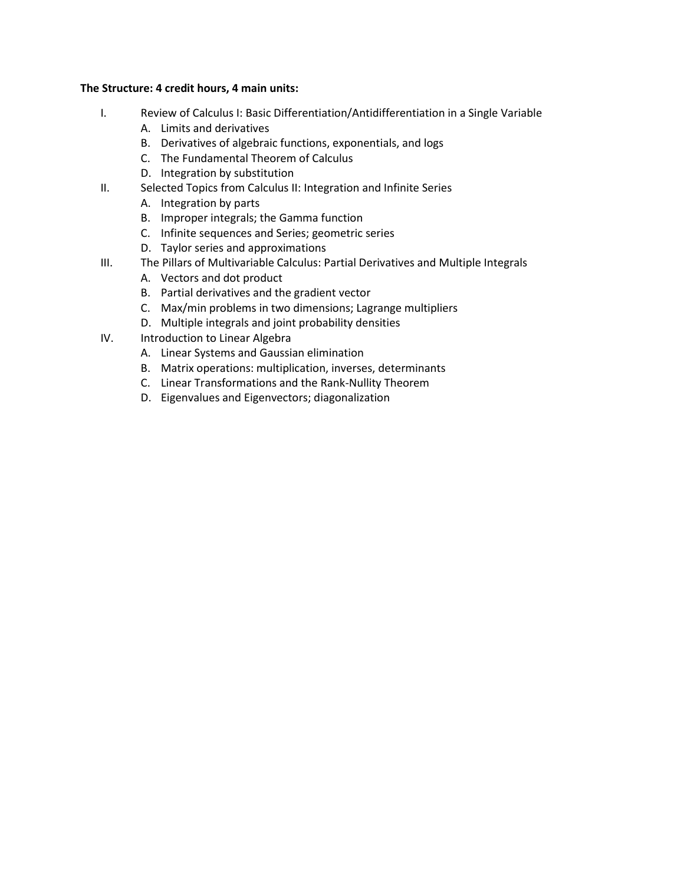**The Structure: 4 credit hours, 4 main units:**

I. Review of Calculus I: Basic Differentiation/Antidifferentiation in a Single Variable
   A. Limits and derivatives
   B. Derivatives of algebraic functions, exponentials, and logs
   C. The Fundamental Theorem of Calculus
   D. Integration by substitution

II. Selected Topics from Calculus II: Integration and Infinite Series
   A. Integration by parts
   B. Improper integrals; the Gamma function
   C. Infinite sequences and Series; geometric series
   D. Taylor series and approximations

III. The Pillars of Multivariable Calculus: Partial Derivatives and Multiple Integrals
   A. Vectors and dot product
   B. Partial derivatives and the gradient vector
   C. Max/min problems in two dimensions; Lagrange multipliers
   D. Multiple integrals and joint probability densities

IV. Introduction to Linear Algebra
   A. Linear Systems and Gaussian elimination
   B. Matrix operations: multiplication, inverses, determinants
   C. Linear Transformations and the Rank-Nullity Theorem
   D. Eigenvalues and Eigenvectors; diagonalization